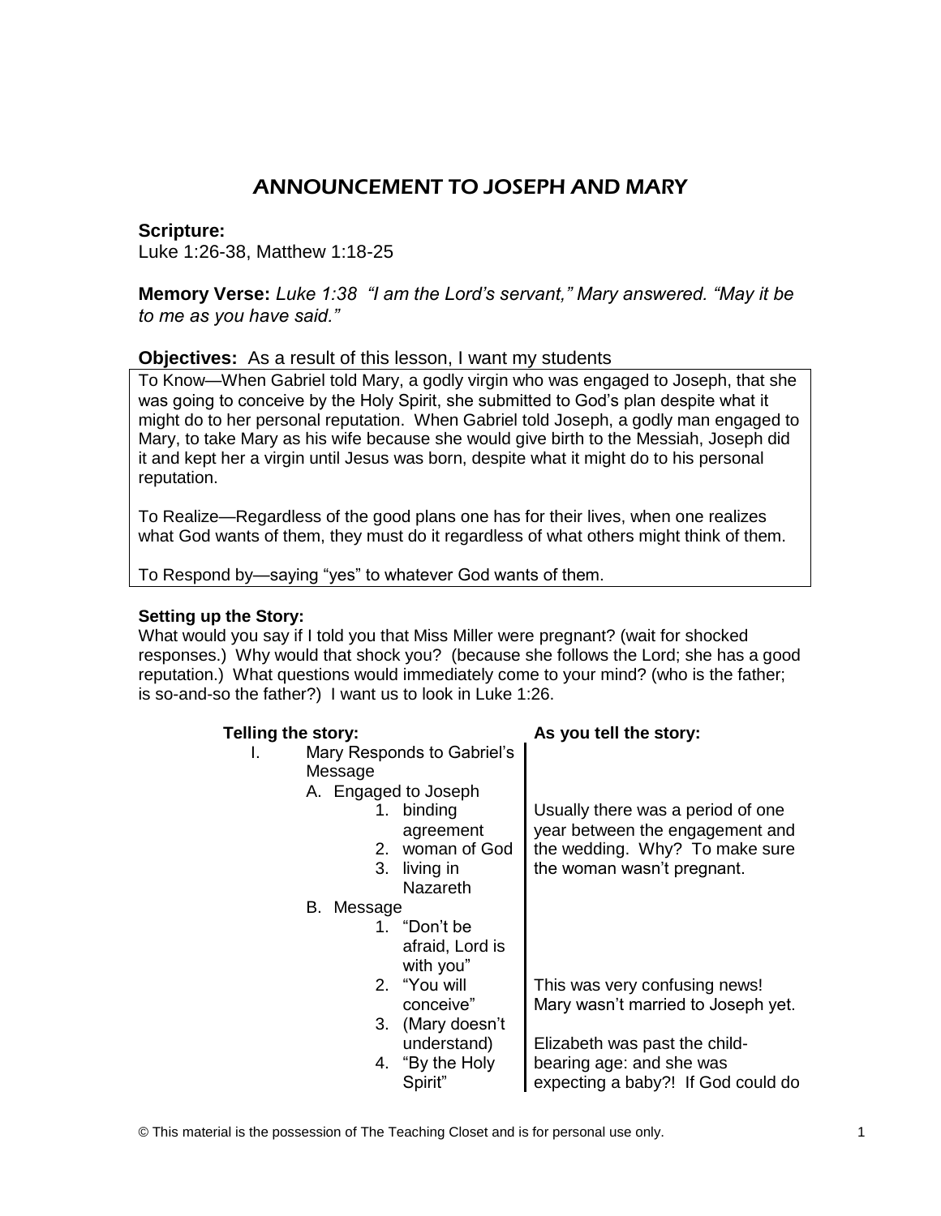# ANNOUNCEMENT TO JOSEPH AND MARY

**Scripture:**
Luke 1:26-38, Matthew 1:18-25

**Memory Verse:** *Luke 1:38 "I am the Lord's servant," Mary answered. "May it be to me as you have said."*

**Objectives:** As a result of this lesson, I want my students

To Know—When Gabriel told Mary, a godly virgin who was engaged to Joseph, that she was going to conceive by the Holy Spirit, she submitted to God's plan despite what it might do to her personal reputation. When Gabriel told Joseph, a godly man engaged to Mary, to take Mary as his wife because she would give birth to the Messiah, Joseph did it and kept her a virgin until Jesus was born, despite what it might do to his personal reputation.

To Realize—Regardless of the good plans one has for their lives, when one realizes what God wants of them, they must do it regardless of what others might think of them.

To Respond by—saying "yes" to whatever God wants of them.

**Setting up the Story:**
What would you say if I told you that Miss Miller were pregnant? (wait for shocked responses.) Why would that shock you? (because she follows the Lord; she has a good reputation.) What questions would immediately come to your mind? (who is the father; is so-and-so the father?) I want us to look in Luke 1:26.

| **Telling the story:** | **As you tell the story:** |
|---|---|
| I. Mary Responds to Gabriel's Message | |
| A. Engaged to Joseph | |
| 1. binding agreement<br>2. woman of God<br>3. living in Nazareth | Usually there was a period of one year between the engagement and the wedding. Why? To make sure the woman wasn't pregnant. |
| B. Message | |
| 1. "Don't be afraid, Lord is with you" | |
| 2. "You will conceive" | This was very confusing news! Mary wasn't married to Joseph yet. |
| 3. (Mary doesn't understand)<br>4. "By the Holy Spirit" | Elizabeth was past the child-bearing age: and she was expecting a baby?! If God could do |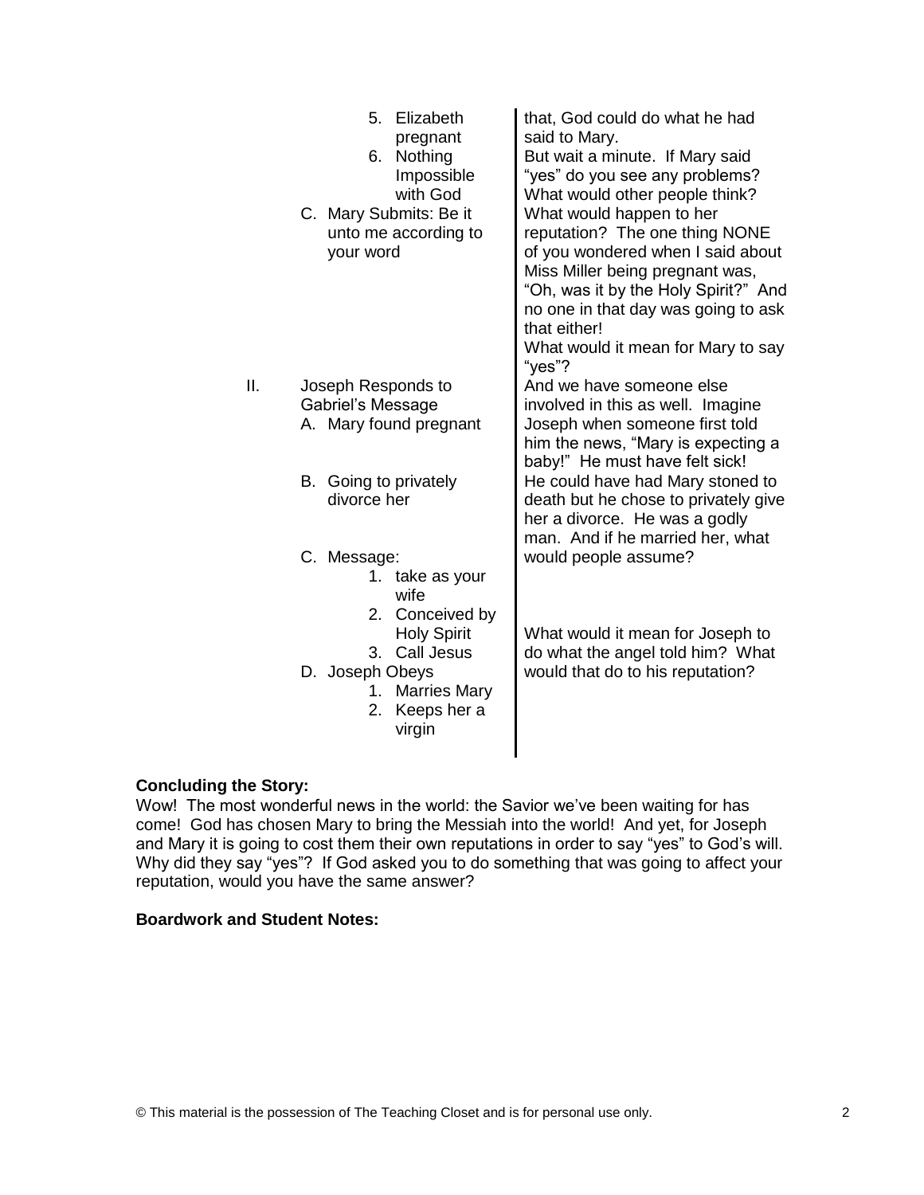| | |
|---|---|
| 5. Elizabeth pregnant<br>6. Nothing Impossible with God | that, God could do what he had said to Mary. |
| C. Mary Submits: Be it unto me according to your word | But wait a minute. If Mary said "yes" do you see any problems? What would other people think? What would happen to her reputation? The one thing NONE of you wondered when I said about Miss Miller being pregnant was, "Oh, was it by the Holy Spirit?" And no one in that day was going to ask that either!<br>What would it mean for Mary to say "yes"? |
| II. Joseph Responds to Gabriel's Message<br>A. Mary found pregnant | And we have someone else involved in this as well. Imagine Joseph when someone first told him the news, "Mary is expecting a baby!" He must have felt sick! |
| B. Going to privately divorce her | He could have had Mary stoned to death but he chose to privately give her a divorce. He was a godly man. And if he married her, what would people assume? |
| C. Message:<br>1. take as your wife<br>2. Conceived by Holy Spirit<br>3. Call Jesus | What would it mean for Joseph to do what the angel told him? What would that do to his reputation? |
| D. Joseph Obeys<br>1. Marries Mary<br>2. Keeps her a virgin | |

**Concluding the Story:**

Wow! The most wonderful news in the world: the Savior we've been waiting for has come! God has chosen Mary to bring the Messiah into the world! And yet, for Joseph and Mary it is going to cost them their own reputations in order to say "yes" to God's will. Why did they say "yes"? If God asked you to do something that was going to affect your reputation, would you have the same answer?

**Boardwork and Student Notes:**

© This material is the possession of The Teaching Closet and is for personal use only.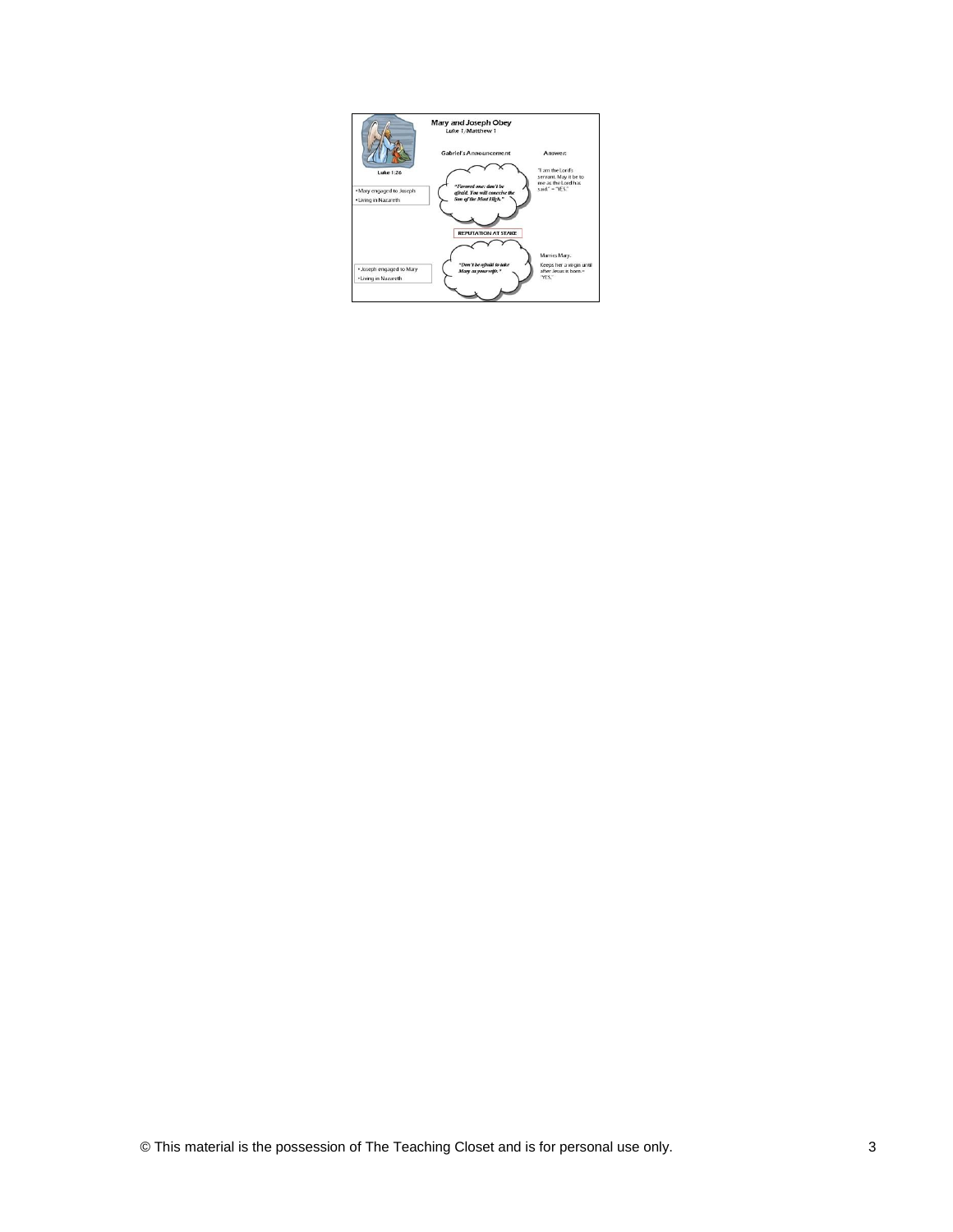# Mary and Joseph Obey

Luke 1/Matthew 1

Luke 1:26

- Mary engaged to Joseph
- Living in Nazareth

**Gabriel's Announcement**

*"Favored one; don't be afraid. You will conceive the Son of the Most High."*

**Answer:**

"I am the Lord's servant. May it be to me as the Lord has said." = "YES."

REPUTATION AT STAKE

- Joseph engaged to Mary
- Living in Nazareth

*"Don't be afraid to take Mary as your wife."*

Marries Mary.

Keeps her a virgin until after Jesus is born = "YES."

© This material is the possession of The Teaching Closet and is for personal use only.